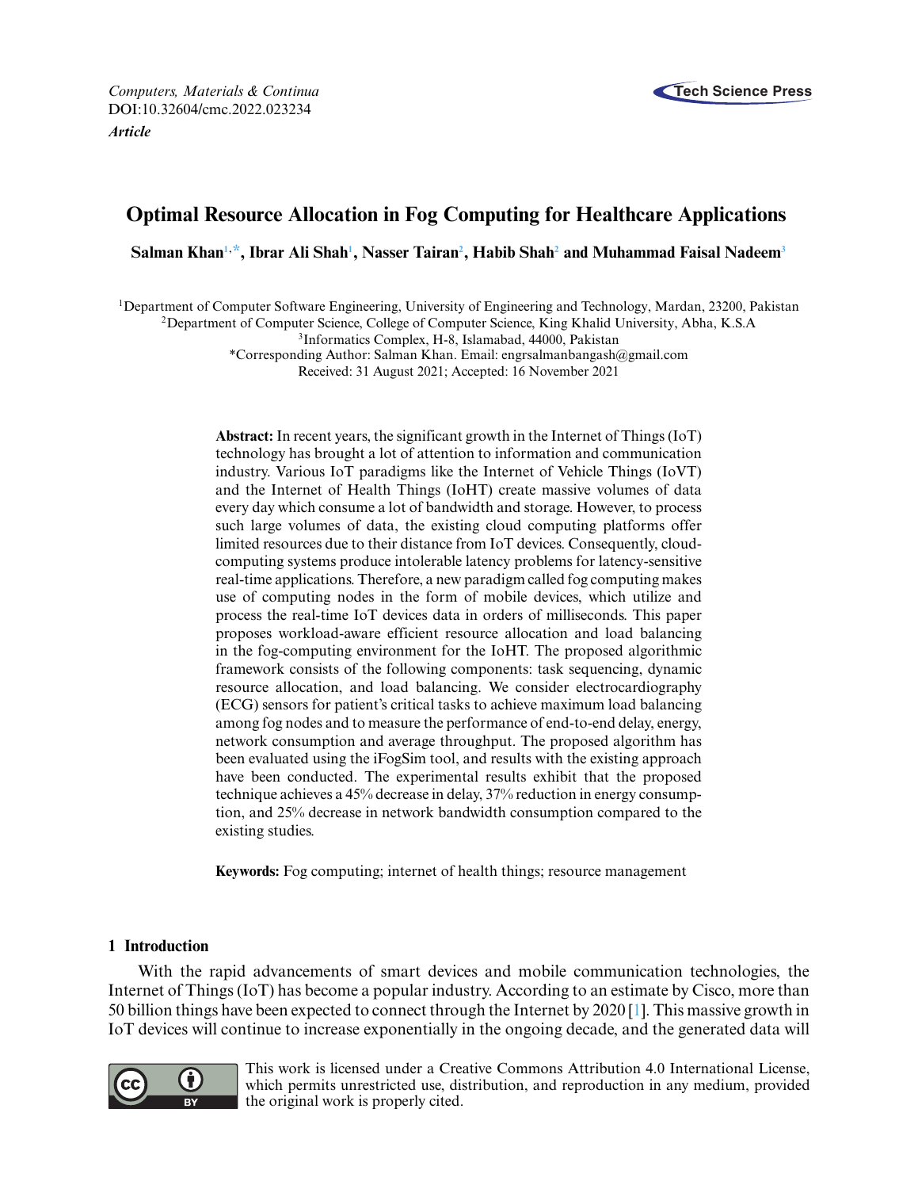Computers, Materials & Continua
DOI:10.32604/cmc.2022.023234
*Article*

# Optimal Resource Allocation in Fog Computing for Healthcare Applications

**Salman Khan[1,*], Ibrar Ali Shah[1], Nasser Tairan[2], Habib Shah[2] and Muhammad Faisal Nadeem[3]**

[1]Department of Computer Software Engineering, University of Engineering and Technology, Mardan, 23200, Pakistan
[2]Department of Computer Science, College of Computer Science, King Khalid University, Abha, K.S.A
[3]Informatics Complex, H-8, Islamabad, 44000, Pakistan
*Corresponding Author: Salman Khan. Email: engrsalmanbangash@gmail.com
Received: 31 August 2021; Accepted: 16 November 2021

**Abstract:** In recent years, the significant growth in the Internet of Things (IoT) technology has brought a lot of attention to information and communication industry. Various IoT paradigms like the Internet of Vehicle Things (IoVT) and the Internet of Health Things (IoHT) create massive volumes of data every day which consume a lot of bandwidth and storage. However, to process such large volumes of data, the existing cloud computing platforms offer limited resources due to their distance from IoT devices. Consequently, cloud-computing systems produce intolerable latency problems for latency-sensitive real-time applications. Therefore, a new paradigm called fog computing makes use of computing nodes in the form of mobile devices, which utilize and process the real-time IoT devices data in orders of milliseconds. This paper proposes workload-aware efficient resource allocation and load balancing in the fog-computing environment for the IoHT. The proposed algorithmic framework consists of the following components: task sequencing, dynamic resource allocation, and load balancing. We consider electrocardiography (ECG) sensors for patient's critical tasks to achieve maximum load balancing among fog nodes and to measure the performance of end-to-end delay, energy, network consumption and average throughput. The proposed algorithm has been evaluated using the iFogSim tool, and results with the existing approach have been conducted. The experimental results exhibit that the proposed technique achieves a 45% decrease in delay, 37% reduction in energy consumption, and 25% decrease in network bandwidth consumption compared to the existing studies.

**Keywords:** Fog computing; internet of health things; resource management

## 1 Introduction

With the rapid advancements of smart devices and mobile communication technologies, the Internet of Things (IoT) has become a popular industry. According to an estimate by Cisco, more than 50 billion things have been expected to connect through the Internet by 2020 [1]. This massive growth in IoT devices will continue to increase exponentially in the ongoing decade, and the generated data will

This work is licensed under a Creative Commons Attribution 4.0 International License, which permits unrestricted use, distribution, and reproduction in any medium, provided the original work is properly cited.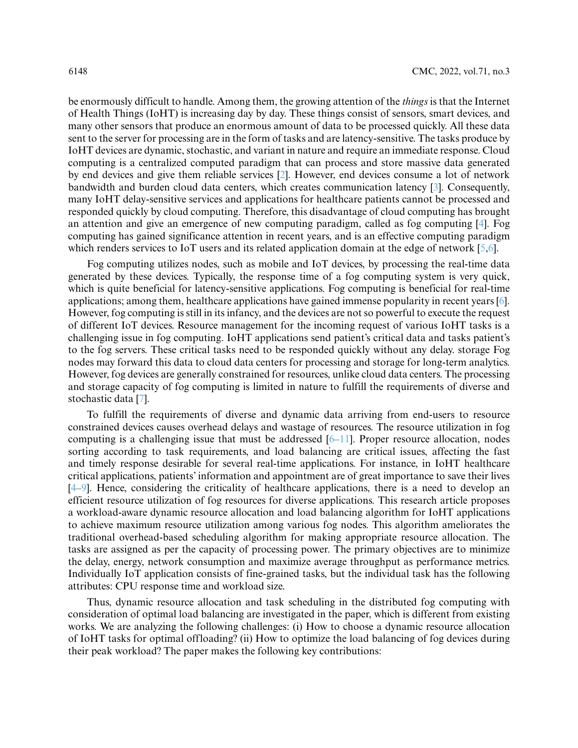be enormously difficult to handle. Among them, the growing attention of the *things* is that the Internet of Health Things (IoHT) is increasing day by day. These things consist of sensors, smart devices, and many other sensors that produce an enormous amount of data to be processed quickly. All these data sent to the server for processing are in the form of tasks and are latency-sensitive. The tasks produce by IoHT devices are dynamic, stochastic, and variant in nature and require an immediate response. Cloud computing is a centralized computed paradigm that can process and store massive data generated by end devices and give them reliable services [2]. However, end devices consume a lot of network bandwidth and burden cloud data centers, which creates communication latency [3]. Consequently, many IoHT delay-sensitive services and applications for healthcare patients cannot be processed and responded quickly by cloud computing. Therefore, this disadvantage of cloud computing has brought an attention and give an emergence of new computing paradigm, called as fog computing [4]. Fog computing has gained significance attention in recent years, and is an effective computing paradigm which renders services to IoT users and its related application domain at the edge of network [5,6].

Fog computing utilizes nodes, such as mobile and IoT devices, by processing the real-time data generated by these devices. Typically, the response time of a fog computing system is very quick, which is quite beneficial for latency-sensitive applications. Fog computing is beneficial for real-time applications; among them, healthcare applications have gained immense popularity in recent years [6]. However, fog computing is still in its infancy, and the devices are not so powerful to execute the request of different IoT devices. Resource management for the incoming request of various IoHT tasks is a challenging issue in fog computing. IoHT applications send patient's critical data and tasks patient's to the fog servers. These critical tasks need to be responded quickly without any delay. storage Fog nodes may forward this data to cloud data centers for processing and storage for long-term analytics. However, fog devices are generally constrained for resources, unlike cloud data centers. The processing and storage capacity of fog computing is limited in nature to fulfill the requirements of diverse and stochastic data [7].

To fulfill the requirements of diverse and dynamic data arriving from end-users to resource constrained devices causes overhead delays and wastage of resources. The resource utilization in fog computing is a challenging issue that must be addressed [6–11]. Proper resource allocation, nodes sorting according to task requirements, and load balancing are critical issues, affecting the fast and timely response desirable for several real-time applications. For instance, in IoHT healthcare critical applications, patients' information and appointment are of great importance to save their lives [4–9]. Hence, considering the criticality of healthcare applications, there is a need to develop an efficient resource utilization of fog resources for diverse applications. This research article proposes a workload-aware dynamic resource allocation and load balancing algorithm for IoHT applications to achieve maximum resource utilization among various fog nodes. This algorithm ameliorates the traditional overhead-based scheduling algorithm for making appropriate resource allocation. The tasks are assigned as per the capacity of processing power. The primary objectives are to minimize the delay, energy, network consumption and maximize average throughput as performance metrics. Individually IoT application consists of fine-grained tasks, but the individual task has the following attributes: CPU response time and workload size.

Thus, dynamic resource allocation and task scheduling in the distributed fog computing with consideration of optimal load balancing are investigated in the paper, which is different from existing works. We are analyzing the following challenges: (i) How to choose a dynamic resource allocation of IoHT tasks for optimal offloading? (ii) How to optimize the load balancing of fog devices during their peak workload? The paper makes the following key contributions: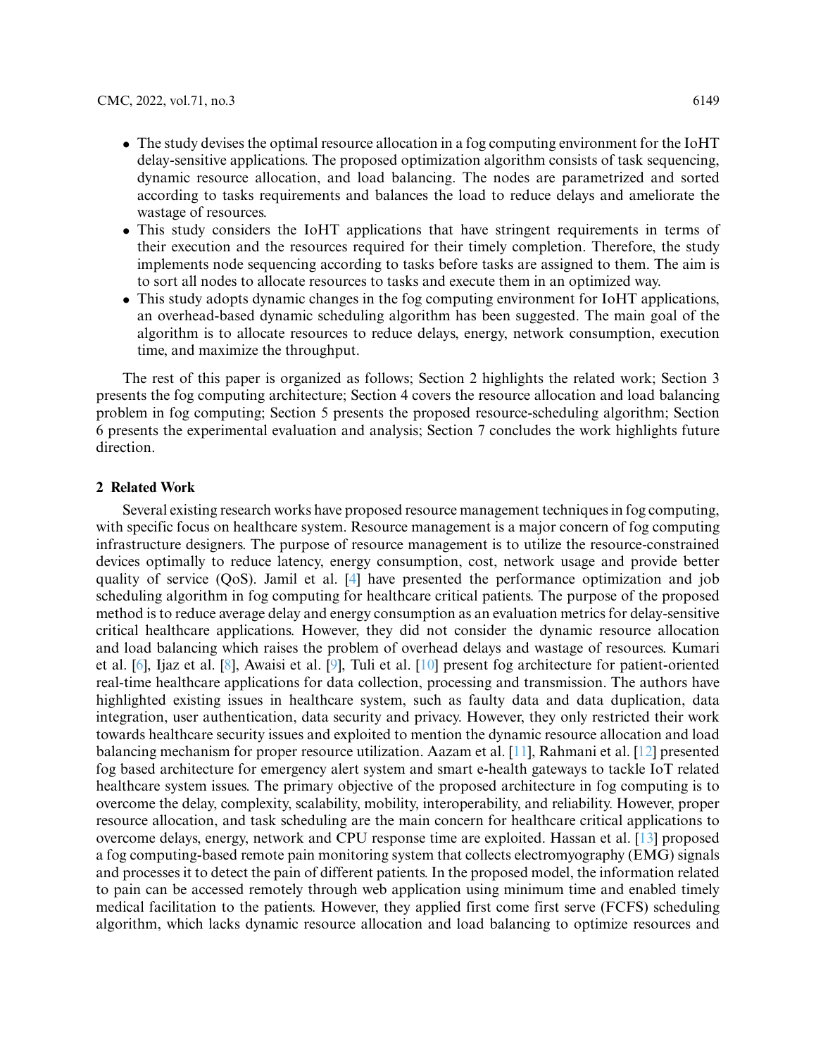- The study devises the optimal resource allocation in a fog computing environment for the IoHT delay-sensitive applications. The proposed optimization algorithm consists of task sequencing, dynamic resource allocation, and load balancing. The nodes are parametrized and sorted according to tasks requirements and balances the load to reduce delays and ameliorate the wastage of resources.
- This study considers the IoHT applications that have stringent requirements in terms of their execution and the resources required for their timely completion. Therefore, the study implements node sequencing according to tasks before tasks are assigned to them. The aim is to sort all nodes to allocate resources to tasks and execute them in an optimized way.
- This study adopts dynamic changes in the fog computing environment for IoHT applications, an overhead-based dynamic scheduling algorithm has been suggested. The main goal of the algorithm is to allocate resources to reduce delays, energy, network consumption, execution time, and maximize the throughput.

The rest of this paper is organized as follows; Section 2 highlights the related work; Section 3 presents the fog computing architecture; Section 4 covers the resource allocation and load balancing problem in fog computing; Section 5 presents the proposed resource-scheduling algorithm; Section 6 presents the experimental evaluation and analysis; Section 7 concludes the work highlights future direction.

## 2 Related Work

Several existing research works have proposed resource management techniques in fog computing, with specific focus on healthcare system. Resource management is a major concern of fog computing infrastructure designers. The purpose of resource management is to utilize the resource-constrained devices optimally to reduce latency, energy consumption, cost, network usage and provide better quality of service (QoS). Jamil et al. [4] have presented the performance optimization and job scheduling algorithm in fog computing for healthcare critical patients. The purpose of the proposed method is to reduce average delay and energy consumption as an evaluation metrics for delay-sensitive critical healthcare applications. However, they did not consider the dynamic resource allocation and load balancing which raises the problem of overhead delays and wastage of resources. Kumari et al. [6], Ijaz et al. [8], Awaisi et al. [9], Tuli et al. [10] present fog architecture for patient-oriented real-time healthcare applications for data collection, processing and transmission. The authors have highlighted existing issues in healthcare system, such as faulty data and data duplication, data integration, user authentication, data security and privacy. However, they only restricted their work towards healthcare security issues and exploited to mention the dynamic resource allocation and load balancing mechanism for proper resource utilization. Aazam et al. [11], Rahmani et al. [12] presented fog based architecture for emergency alert system and smart e-health gateways to tackle IoT related healthcare system issues. The primary objective of the proposed architecture in fog computing is to overcome the delay, complexity, scalability, mobility, interoperability, and reliability. However, proper resource allocation, and task scheduling are the main concern for healthcare critical applications to overcome delays, energy, network and CPU response time are exploited. Hassan et al. [13] proposed a fog computing-based remote pain monitoring system that collects electromyography (EMG) signals and processes it to detect the pain of different patients. In the proposed model, the information related to pain can be accessed remotely through web application using minimum time and enabled timely medical facilitation to the patients. However, they applied first come first serve (FCFS) scheduling algorithm, which lacks dynamic resource allocation and load balancing to optimize resources and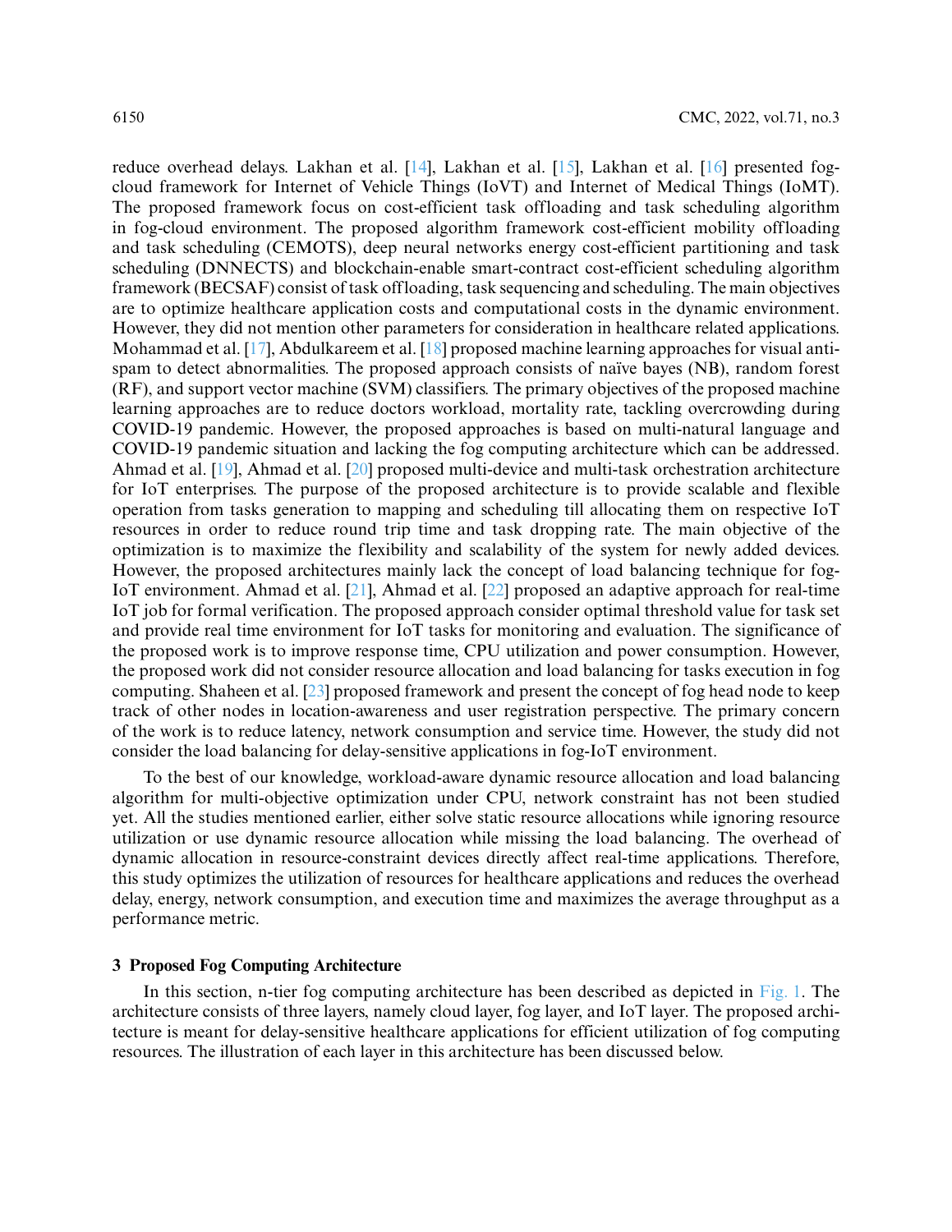reduce overhead delays. Lakhan et al. [14], Lakhan et al. [15], Lakhan et al. [16] presented fog-cloud framework for Internet of Vehicle Things (IoVT) and Internet of Medical Things (IoMT). The proposed framework focus on cost-efficient task offloading and task scheduling algorithm in fog-cloud environment. The proposed algorithm framework cost-efficient mobility offloading and task scheduling (CEMOTS), deep neural networks energy cost-efficient partitioning and task scheduling (DNNECTS) and blockchain-enable smart-contract cost-efficient scheduling algorithm framework (BECSAF) consist of task offloading, task sequencing and scheduling. The main objectives are to optimize healthcare application costs and computational costs in the dynamic environment. However, they did not mention other parameters for consideration in healthcare related applications. Mohammad et al. [17], Abdulkareem et al. [18] proposed machine learning approaches for visual anti-spam to detect abnormalities. The proposed approach consists of naïve bayes (NB), random forest (RF), and support vector machine (SVM) classifiers. The primary objectives of the proposed machine learning approaches are to reduce doctors workload, mortality rate, tackling overcrowding during COVID-19 pandemic. However, the proposed approaches is based on multi-natural language and COVID-19 pandemic situation and lacking the fog computing architecture which can be addressed. Ahmad et al. [19], Ahmad et al. [20] proposed multi-device and multi-task orchestration architecture for IoT enterprises. The purpose of the proposed architecture is to provide scalable and flexible operation from tasks generation to mapping and scheduling till allocating them on respective IoT resources in order to reduce round trip time and task dropping rate. The main objective of the optimization is to maximize the flexibility and scalability of the system for newly added devices. However, the proposed architectures mainly lack the concept of load balancing technique for fog-IoT environment. Ahmad et al. [21], Ahmad et al. [22] proposed an adaptive approach for real-time IoT job for formal verification. The proposed approach consider optimal threshold value for task set and provide real time environment for IoT tasks for monitoring and evaluation. The significance of the proposed work is to improve response time, CPU utilization and power consumption. However, the proposed work did not consider resource allocation and load balancing for tasks execution in fog computing. Shaheen et al. [23] proposed framework and present the concept of fog head node to keep track of other nodes in location-awareness and user registration perspective. The primary concern of the work is to reduce latency, network consumption and service time. However, the study did not consider the load balancing for delay-sensitive applications in fog-IoT environment.

To the best of our knowledge, workload-aware dynamic resource allocation and load balancing algorithm for multi-objective optimization under CPU, network constraint has not been studied yet. All the studies mentioned earlier, either solve static resource allocations while ignoring resource utilization or use dynamic resource allocation while missing the load balancing. The overhead of dynamic allocation in resource-constraint devices directly affect real-time applications. Therefore, this study optimizes the utilization of resources for healthcare applications and reduces the overhead delay, energy, network consumption, and execution time and maximizes the average throughput as a performance metric.

## 3 Proposed Fog Computing Architecture

In this section, n-tier fog computing architecture has been described as depicted in Fig. 1. The architecture consists of three layers, namely cloud layer, fog layer, and IoT layer. The proposed architecture is meant for delay-sensitive healthcare applications for efficient utilization of fog computing resources. The illustration of each layer in this architecture has been discussed below.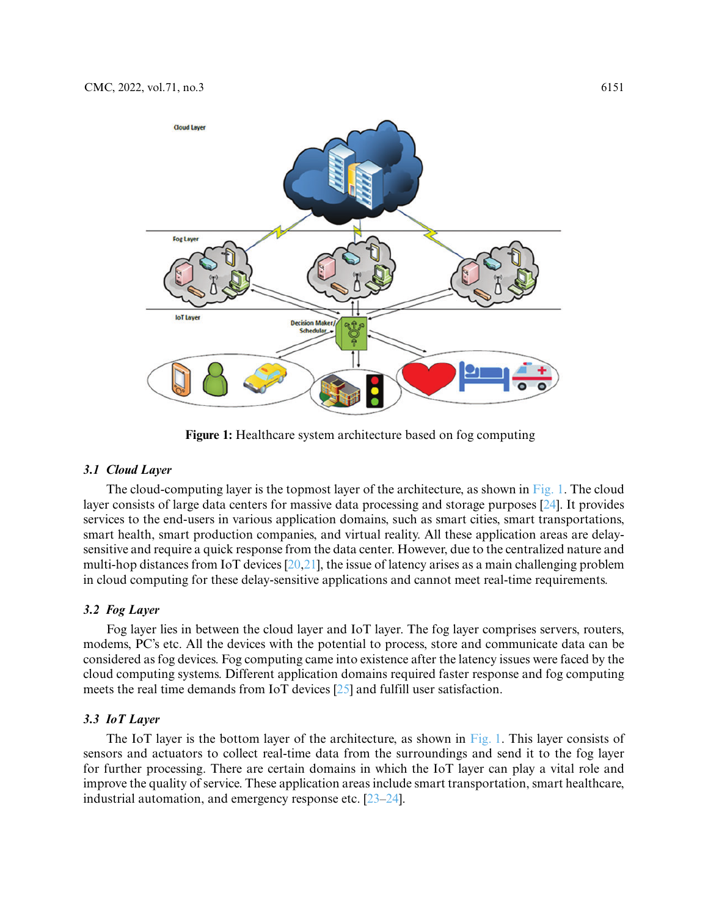Figure 1: Healthcare system architecture based on fog computing

### 3.1 Cloud Layer

The cloud-computing layer is the topmost layer of the architecture, as shown in Fig. 1. The cloud layer consists of large data centers for massive data processing and storage purposes [24]. It provides services to the end-users in various application domains, such as smart cities, smart transportations, smart health, smart production companies, and virtual reality. All these application areas are delay-sensitive and require a quick response from the data center. However, due to the centralized nature and multi-hop distances from IoT devices [20,21], the issue of latency arises as a main challenging problem in cloud computing for these delay-sensitive applications and cannot meet real-time requirements.

### 3.2 Fog Layer

Fog layer lies in between the cloud layer and IoT layer. The fog layer comprises servers, routers, modems, PC's etc. All the devices with the potential to process, store and communicate data can be considered as fog devices. Fog computing came into existence after the latency issues were faced by the cloud computing systems. Different application domains required faster response and fog computing meets the real time demands from IoT devices [25] and fulfill user satisfaction.

### 3.3 IoT Layer

The IoT layer is the bottom layer of the architecture, as shown in Fig. 1. This layer consists of sensors and actuators to collect real-time data from the surroundings and send it to the fog layer for further processing. There are certain domains in which the IoT layer can play a vital role and improve the quality of service. These application areas include smart transportation, smart healthcare, industrial automation, and emergency response etc. [23–24].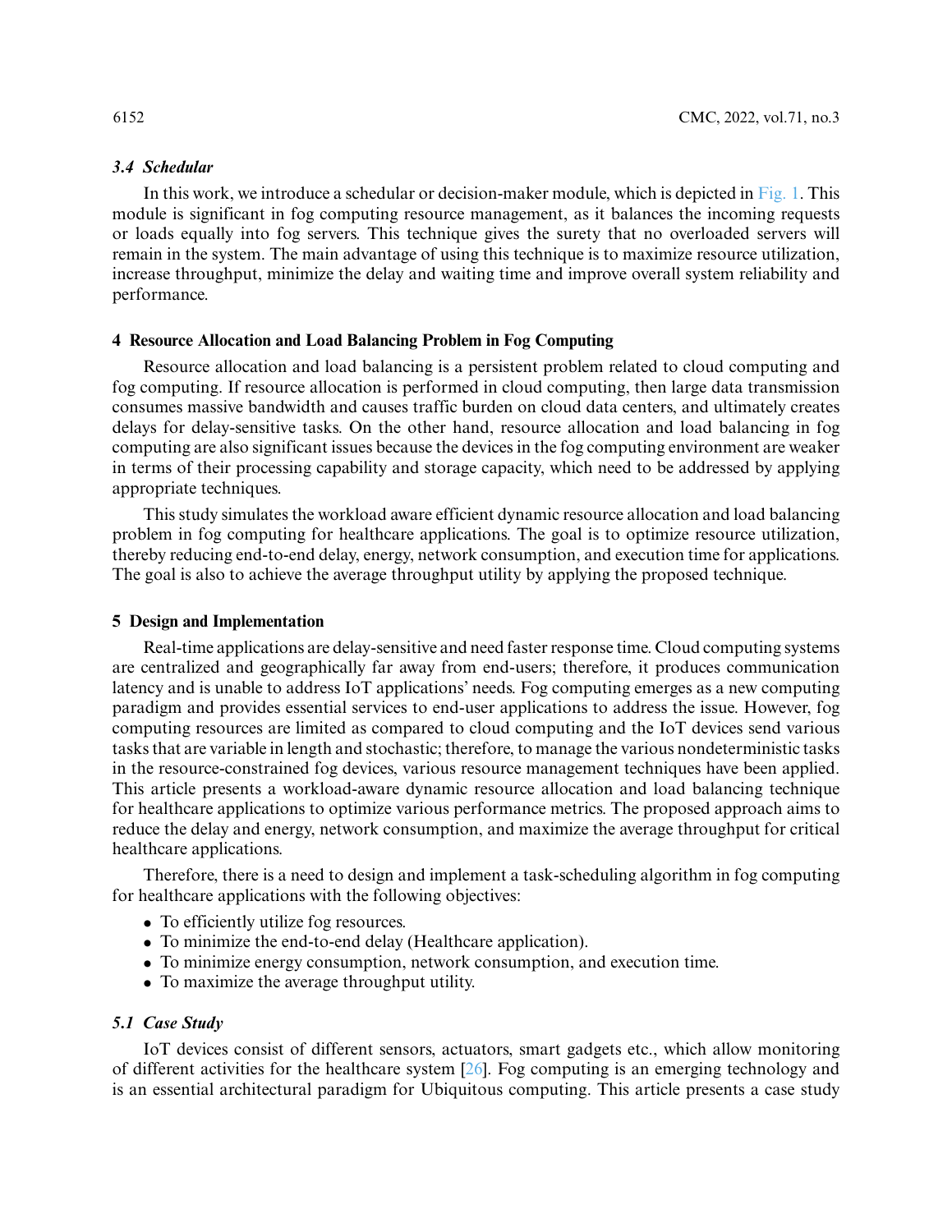### *3.4 Schedular*

In this work, we introduce a schedular or decision-maker module, which is depicted in Fig. 1. This module is significant in fog computing resource management, as it balances the incoming requests or loads equally into fog servers. This technique gives the surety that no overloaded servers will remain in the system. The main advantage of using this technique is to maximize resource utilization, increase throughput, minimize the delay and waiting time and improve overall system reliability and performance.

## 4 Resource Allocation and Load Balancing Problem in Fog Computing

Resource allocation and load balancing is a persistent problem related to cloud computing and fog computing. If resource allocation is performed in cloud computing, then large data transmission consumes massive bandwidth and causes traffic burden on cloud data centers, and ultimately creates delays for delay-sensitive tasks. On the other hand, resource allocation and load balancing in fog computing are also significant issues because the devices in the fog computing environment are weaker in terms of their processing capability and storage capacity, which need to be addressed by applying appropriate techniques.

This study simulates the workload aware efficient dynamic resource allocation and load balancing problem in fog computing for healthcare applications. The goal is to optimize resource utilization, thereby reducing end-to-end delay, energy, network consumption, and execution time for applications. The goal is also to achieve the average throughput utility by applying the proposed technique.

## 5 Design and Implementation

Real-time applications are delay-sensitive and need faster response time. Cloud computing systems are centralized and geographically far away from end-users; therefore, it produces communication latency and is unable to address IoT applications' needs. Fog computing emerges as a new computing paradigm and provides essential services to end-user applications to address the issue. However, fog computing resources are limited as compared to cloud computing and the IoT devices send various tasks that are variable in length and stochastic; therefore, to manage the various nondeterministic tasks in the resource-constrained fog devices, various resource management techniques have been applied. This article presents a workload-aware dynamic resource allocation and load balancing technique for healthcare applications to optimize various performance metrics. The proposed approach aims to reduce the delay and energy, network consumption, and maximize the average throughput for critical healthcare applications.

Therefore, there is a need to design and implement a task-scheduling algorithm in fog computing for healthcare applications with the following objectives:

- To efficiently utilize fog resources.
- To minimize the end-to-end delay (Healthcare application).
- To minimize energy consumption, network consumption, and execution time.
- To maximize the average throughput utility.

### *5.1 Case Study*

IoT devices consist of different sensors, actuators, smart gadgets etc., which allow monitoring of different activities for the healthcare system [26]. Fog computing is an emerging technology and is an essential architectural paradigm for Ubiquitous computing. This article presents a case study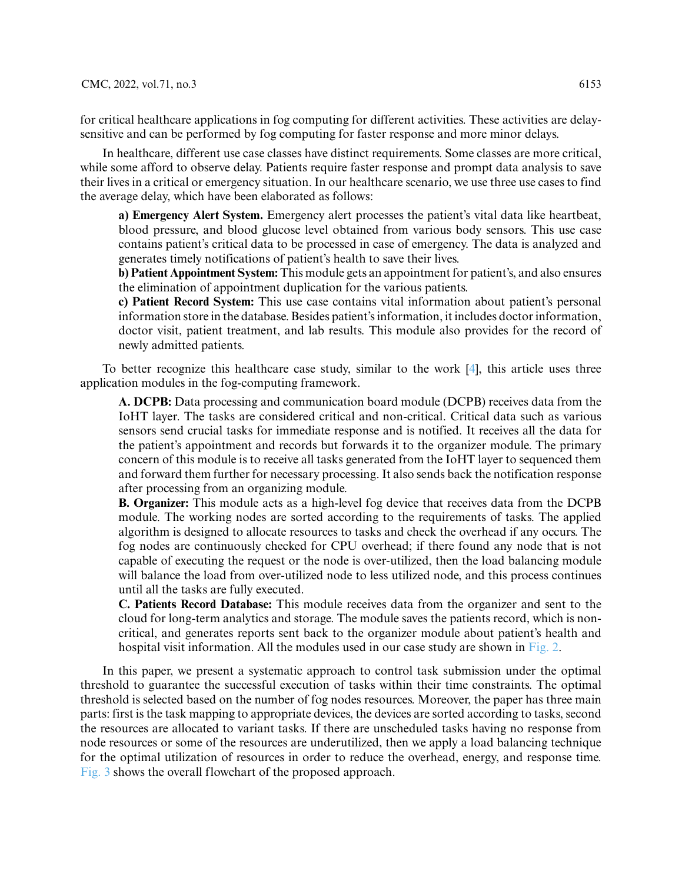for critical healthcare applications in fog computing for different activities. These activities are delay-sensitive and can be performed by fog computing for faster response and more minor delays.

In healthcare, different use case classes have distinct requirements. Some classes are more critical, while some afford to observe delay. Patients require faster response and prompt data analysis to save their lives in a critical or emergency situation. In our healthcare scenario, we use three use cases to find the average delay, which have been elaborated as follows:

> **a) Emergency Alert System.** Emergency alert processes the patient's vital data like heartbeat, blood pressure, and blood glucose level obtained from various body sensors. This use case contains patient's critical data to be processed in case of emergency. The data is analyzed and generates timely notifications of patient's health to save their lives.
>
> **b) Patient Appointment System:** This module gets an appointment for patient's, and also ensures the elimination of appointment duplication for the various patients.
>
> **c) Patient Record System:** This use case contains vital information about patient's personal information store in the database. Besides patient's information, it includes doctor information, doctor visit, patient treatment, and lab results. This module also provides for the record of newly admitted patients.

To better recognize this healthcare case study, similar to the work [4], this article uses three application modules in the fog-computing framework.

> **A. DCPB:** Data processing and communication board module (DCPB) receives data from the IoHT layer. The tasks are considered critical and non-critical. Critical data such as various sensors send crucial tasks for immediate response and is notified. It receives all the data for the patient's appointment and records but forwards it to the organizer module. The primary concern of this module is to receive all tasks generated from the IoHT layer to sequenced them and forward them further for necessary processing. It also sends back the notification response after processing from an organizing module.
>
> **B. Organizer:** This module acts as a high-level fog device that receives data from the DCPB module. The working nodes are sorted according to the requirements of tasks. The applied algorithm is designed to allocate resources to tasks and check the overhead if any occurs. The fog nodes are continuously checked for CPU overhead; if there found any node that is not capable of executing the request or the node is over-utilized, then the load balancing module will balance the load from over-utilized node to less utilized node, and this process continues until all the tasks are fully executed.
>
> **C. Patients Record Database:** This module receives data from the organizer and sent to the cloud for long-term analytics and storage. The module saves the patients record, which is non-critical, and generates reports sent back to the organizer module about patient's health and hospital visit information. All the modules used in our case study are shown in Fig. 2.

In this paper, we present a systematic approach to control task submission under the optimal threshold to guarantee the successful execution of tasks within their time constraints. The optimal threshold is selected based on the number of fog nodes resources. Moreover, the paper has three main parts: first is the task mapping to appropriate devices, the devices are sorted according to tasks, second the resources are allocated to variant tasks. If there are unscheduled tasks having no response from node resources or some of the resources are underutilized, then we apply a load balancing technique for the optimal utilization of resources in order to reduce the overhead, energy, and response time. Fig. 3 shows the overall flowchart of the proposed approach.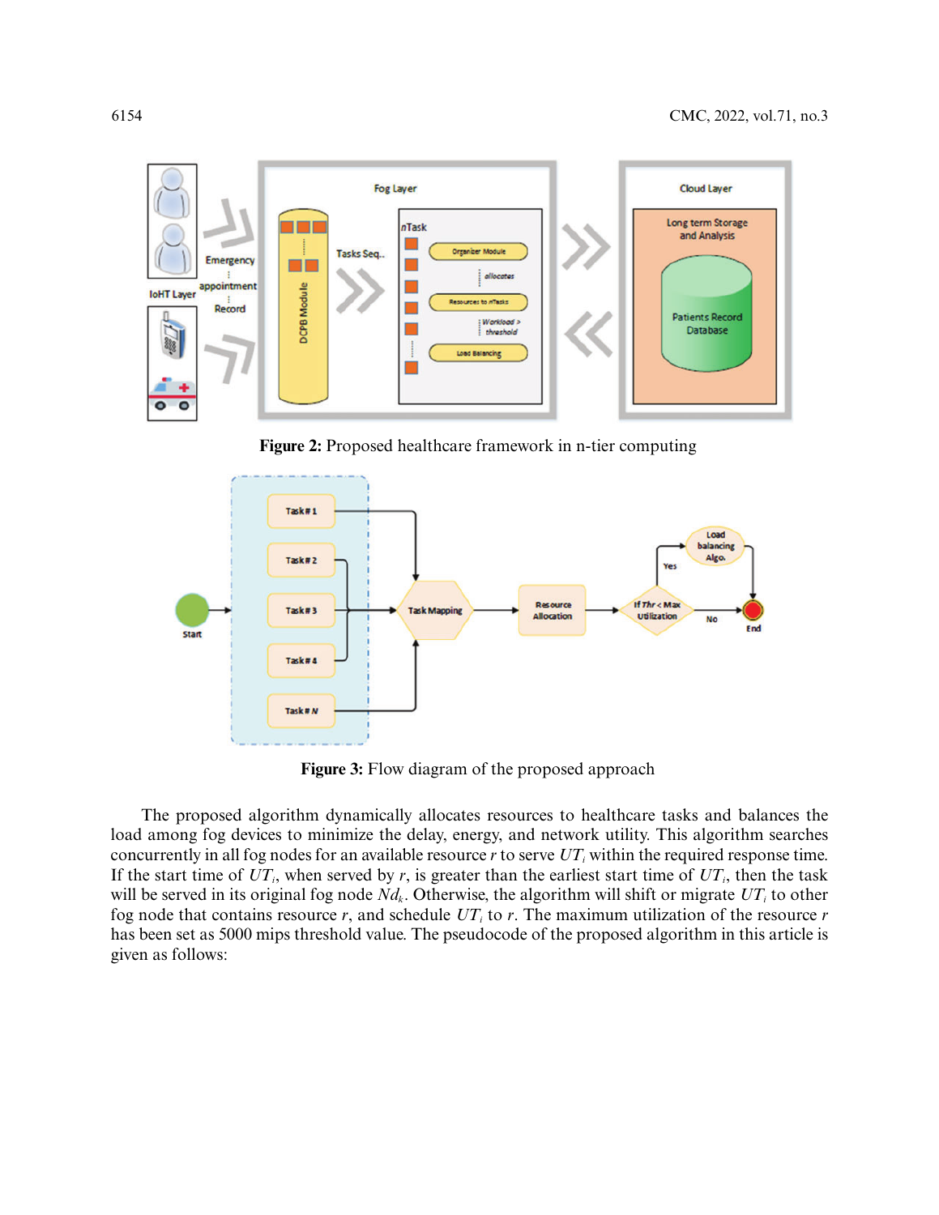**Figure 2:** Proposed healthcare framework in n-tier computing

**Figure 3:** Flow diagram of the proposed approach

The proposed algorithm dynamically allocates resources to healthcare tasks and balances the load among fog devices to minimize the delay, energy, and network utility. This algorithm searches concurrently in all fog nodes for an available resource $r$ to serve $UT_i$ within the required response time. If the start time of $UT_i$, when served by $r$, is greater than the earliest start time of $UT_i$, then the task will be served in its original fog node $Nd_k$. Otherwise, the algorithm will shift or migrate $UT_i$ to other fog node that contains resource $r$, and schedule $UT_i$ to $r$. The maximum utilization of the resource $r$ has been set as 5000 mips threshold value. The pseudocode of the proposed algorithm in this article is given as follows: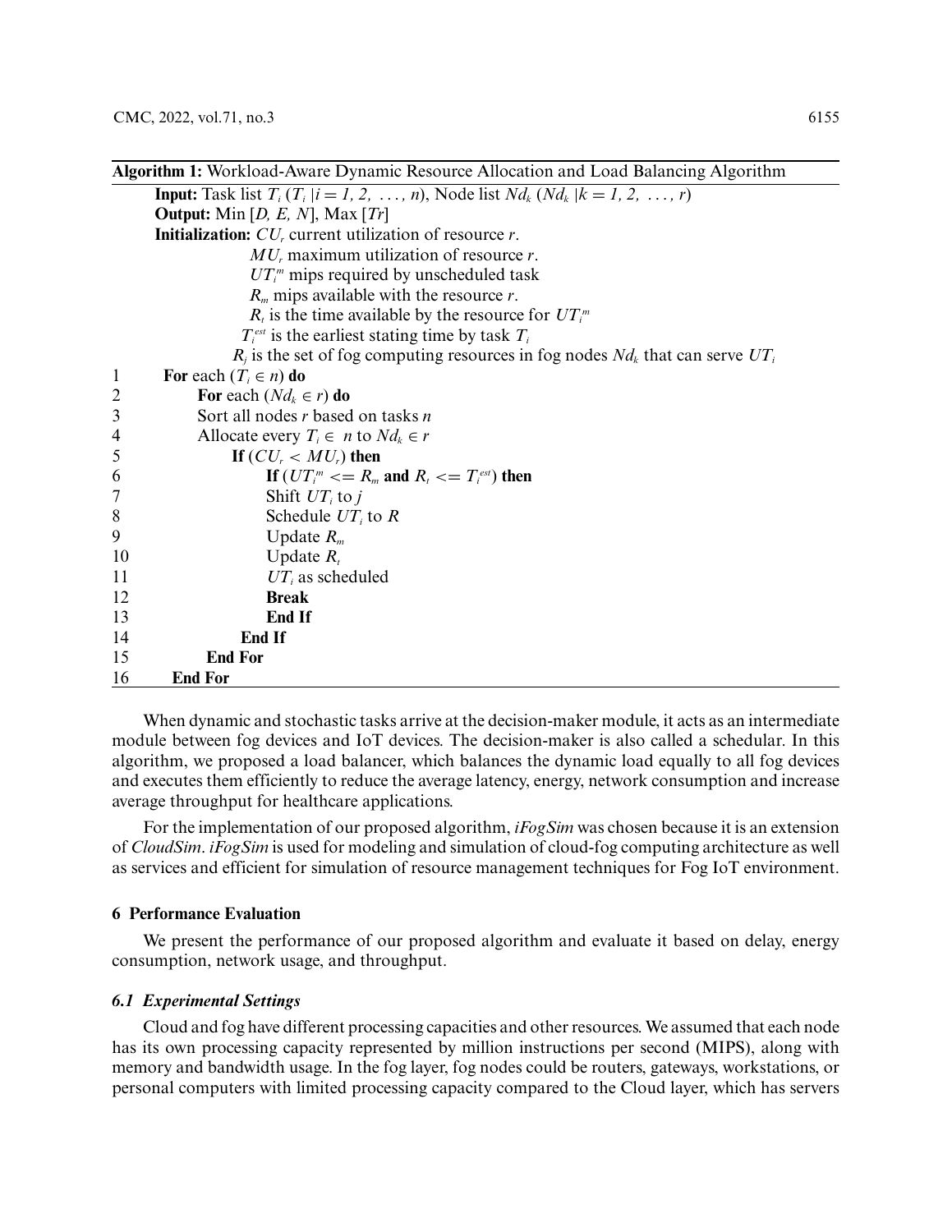**Algorithm 1:** Workload-Aware Dynamic Resource Allocation and Load Balancing Algorithm

```
    Input: Task list T_i (T_i |i = 1, 2, ..., n), Node list Nd_k (Nd_k |k = 1, 2, ..., r)
    Output: Min [D, E, N], Max [Tr]
    Initialization: CU_r current utilization of resource r.
                    MU_r maximum utilization of resource r.
                    UT_i^m mips required by unscheduled task
                    R_m mips available with the resource r.
                    R_t is the time available by the resource for UT_i^m
                    T_i^est is the earliest stating time by task T_i
                    R_j is the set of fog computing resources in fog nodes Nd_k that can serve UT_i
1    For each (T_i ∈ n) do
2        For each (Nd_k ∈ r) do
3        Sort all nodes r based on tasks n
4        Allocate every T_i ∈ n to Nd_k ∈ r
5            If (CU_r < MU_r) then
6                If (UT_i^m <= R_m and R_t <= T_i^est) then
7                Shift UT_i to j
8                Schedule UT_i to R
9                Update R_m
10               Update R_t
11               UT_i as scheduled
12               Break
13               End If
14           End If
15       End For
16   End For
```

When dynamic and stochastic tasks arrive at the decision-maker module, it acts as an intermediate module between fog devices and IoT devices. The decision-maker is also called a schedular. In this algorithm, we proposed a load balancer, which balances the dynamic load equally to all fog devices and executes them efficiently to reduce the average latency, energy, network consumption and increase average throughput for healthcare applications.

For the implementation of our proposed algorithm, *iFogSim* was chosen because it is an extension of *CloudSim*. *iFogSim* is used for modeling and simulation of cloud-fog computing architecture as well as services and efficient for simulation of resource management techniques for Fog IoT environment.

## 6 Performance Evaluation

We present the performance of our proposed algorithm and evaluate it based on delay, energy consumption, network usage, and throughput.

### *6.1 Experimental Settings*

Cloud and fog have different processing capacities and other resources. We assumed that each node has its own processing capacity represented by million instructions per second (MIPS), along with memory and bandwidth usage. In the fog layer, fog nodes could be routers, gateways, workstations, or personal computers with limited processing capacity compared to the Cloud layer, which has servers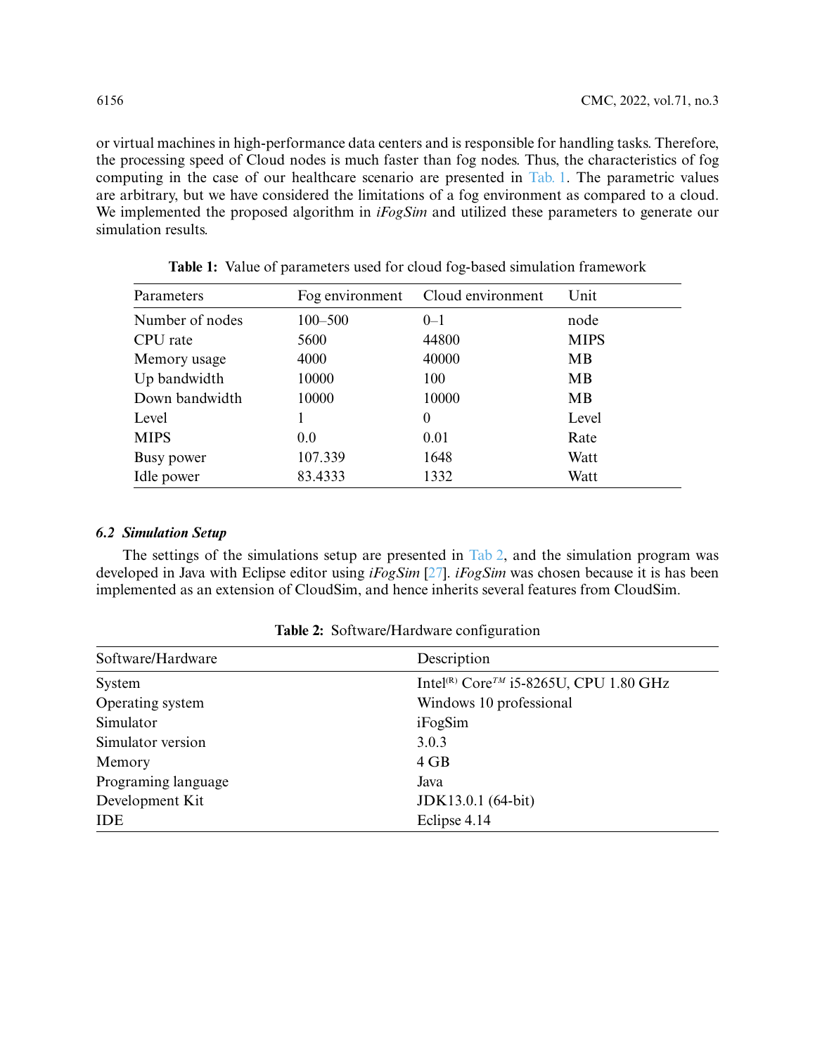or virtual machines in high-performance data centers and is responsible for handling tasks. Therefore, the processing speed of Cloud nodes is much faster than fog nodes. Thus, the characteristics of fog computing in the case of our healthcare scenario are presented in Tab. 1. The parametric values are arbitrary, but we have considered the limitations of a fog environment as compared to a cloud. We implemented the proposed algorithm in *iFogSim* and utilized these parameters to generate our simulation results.

**Table 1:** Value of parameters used for cloud fog-based simulation framework

| Parameters | Fog environment | Cloud environment | Unit |
|---|---|---|---|
| Number of nodes | 100–500 | 0–1 | node |
| CPU rate | 5600 | 44800 | MIPS |
| Memory usage | 4000 | 40000 | MB |
| Up bandwidth | 10000 | 100 | MB |
| Down bandwidth | 10000 | 10000 | MB |
| Level | 1 | 0 | Level |
| MIPS | 0.0 | 0.01 | Rate |
| Busy power | 107.339 | 1648 | Watt |
| Idle power | 83.4333 | 1332 | Watt |

### *6.2 Simulation Setup*

The settings of the simulations setup are presented in Tab 2, and the simulation program was developed in Java with Eclipse editor using *iFogSim* [27]. *iFogSim* was chosen because it is has been implemented as an extension of CloudSim, and hence inherits several features from CloudSim.

**Table 2:** Software/Hardware configuration

| Software/Hardware | Description |
|---|---|
| System | Intel(R) Core$^{TM}$ i5-8265U, CPU 1.80 GHz |
| Operating system | Windows 10 professional |
| Simulator | iFogSim |
| Simulator version | 3.0.3 |
| Memory | 4 GB |
| Programing language | Java |
| Development Kit | JDK13.0.1 (64-bit) |
| IDE | Eclipse 4.14 |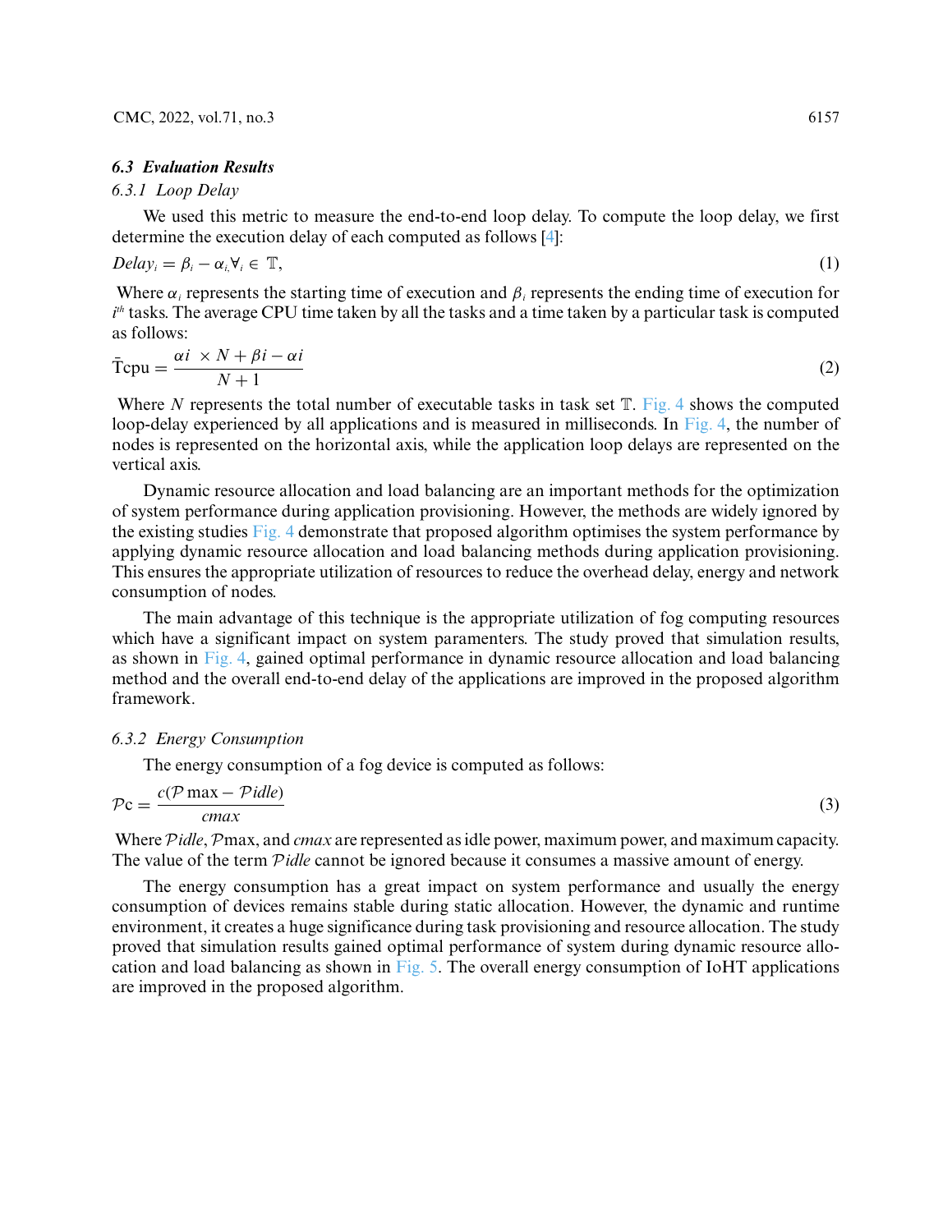### 6.3 Evaluation Results

#### 6.3.1 Loop Delay

We used this metric to measure the end-to-end loop delay. To compute the loop delay, we first determine the execution delay of each computed as follows [4]:

$$Delay_i = \beta_i - \alpha_{i,} \forall_i \in \mathbb{T}, \tag{1}$$

Where $\alpha_i$ represents the starting time of execution and $\beta_i$ represents the ending time of execution for $i^{th}$ tasks. The average CPU time taken by all the tasks and a time taken by a particular task is computed as follows:

$$\bar{\text{T}}\text{cpu} = \frac{\alpha i \ \times N + \beta i - \alpha i}{N + 1} \tag{2}$$

Where $N$ represents the total number of executable tasks in task set $\mathbb{T}$. Fig. 4 shows the computed loop-delay experienced by all applications and is measured in milliseconds. In Fig. 4, the number of nodes is represented on the horizontal axis, while the application loop delays are represented on the vertical axis.

Dynamic resource allocation and load balancing are an important methods for the optimization of system performance during application provisioning. However, the methods are widely ignored by the existing studies Fig. 4 demonstrate that proposed algorithm optimises the system performance by applying dynamic resource allocation and load balancing methods during application provisioning. This ensures the appropriate utilization of resources to reduce the overhead delay, energy and network consumption of nodes.

The main advantage of this technique is the appropriate utilization of fog computing resources which have a significant impact on system paramenters. The study proved that simulation results, as shown in Fig. 4, gained optimal performance in dynamic resource allocation and load balancing method and the overall end-to-end delay of the applications are improved in the proposed algorithm framework.

#### 6.3.2 Energy Consumption

The energy consumption of a fog device is computed as follows:

$$\mathcal{P}\text{c} = \frac{c(\mathcal{P}\max - \mathcal{P}idle)}{cmax} \tag{3}$$

Where $\mathcal{P}idle$, $\mathcal{P}\max$, and $cmax$ are represented as idle power, maximum power, and maximum capacity. The value of the term $\mathcal{P}idle$ cannot be ignored because it consumes a massive amount of energy.

The energy consumption has a great impact on system performance and usually the energy consumption of devices remains stable during static allocation. However, the dynamic and runtime environment, it creates a huge significance during task provisioning and resource allocation. The study proved that simulation results gained optimal performance of system during dynamic resource allocation and load balancing as shown in Fig. 5. The overall energy consumption of IoHT applications are improved in the proposed algorithm.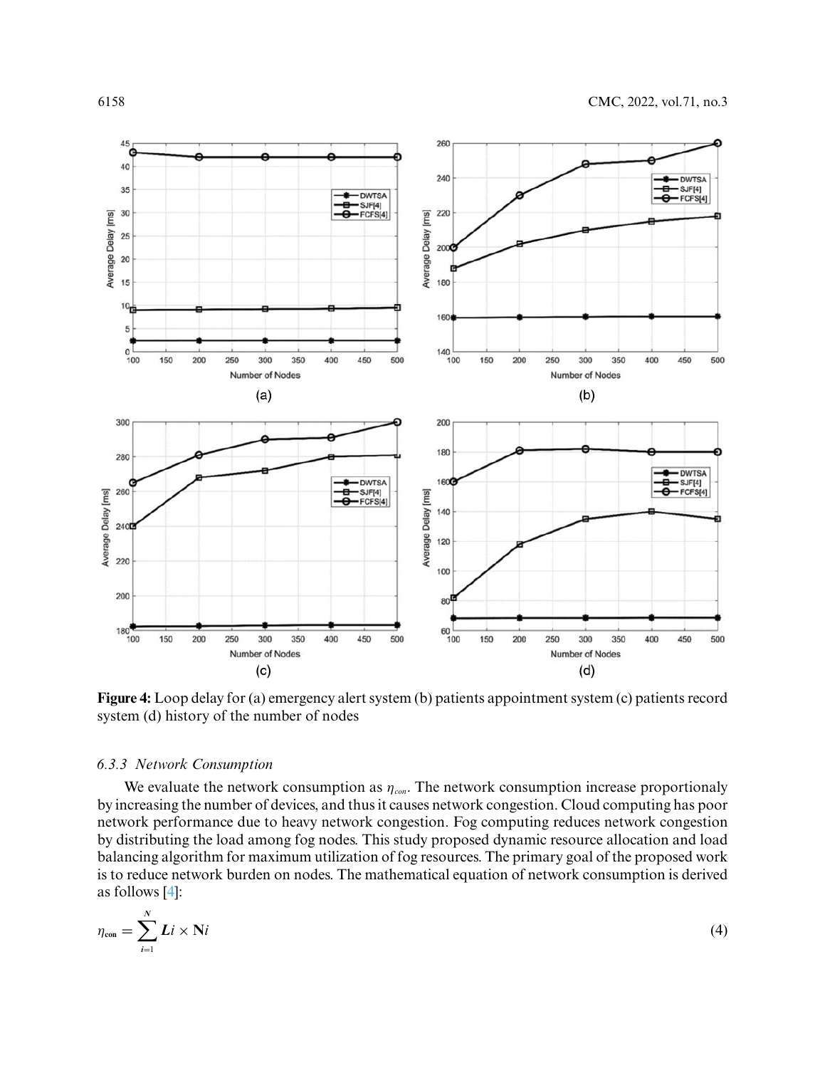**Figure 4:** Loop delay for (a) emergency alert system (b) patients appointment system (c) patients record system (d) history of the number of nodes

#### *6.3.3 Network Consumption*

We evaluate the network consumption as $\eta_{con}$. The network consumption increase proportionaly by increasing the number of devices, and thus it causes network congestion. Cloud computing has poor network performance due to heavy network congestion. Fog computing reduces network congestion by distributing the load among fog nodes. This study proposed dynamic resource allocation and load balancing algorithm for maximum utilization of fog resources. The primary goal of the proposed work is to reduce network burden on nodes. The mathematical equation of network consumption is derived as follows [4]:

$$\eta_{\mathbf{con}} = \sum_{i=1}^{N} \boldsymbol{L}i \times \mathbf{N}i \tag{4}$$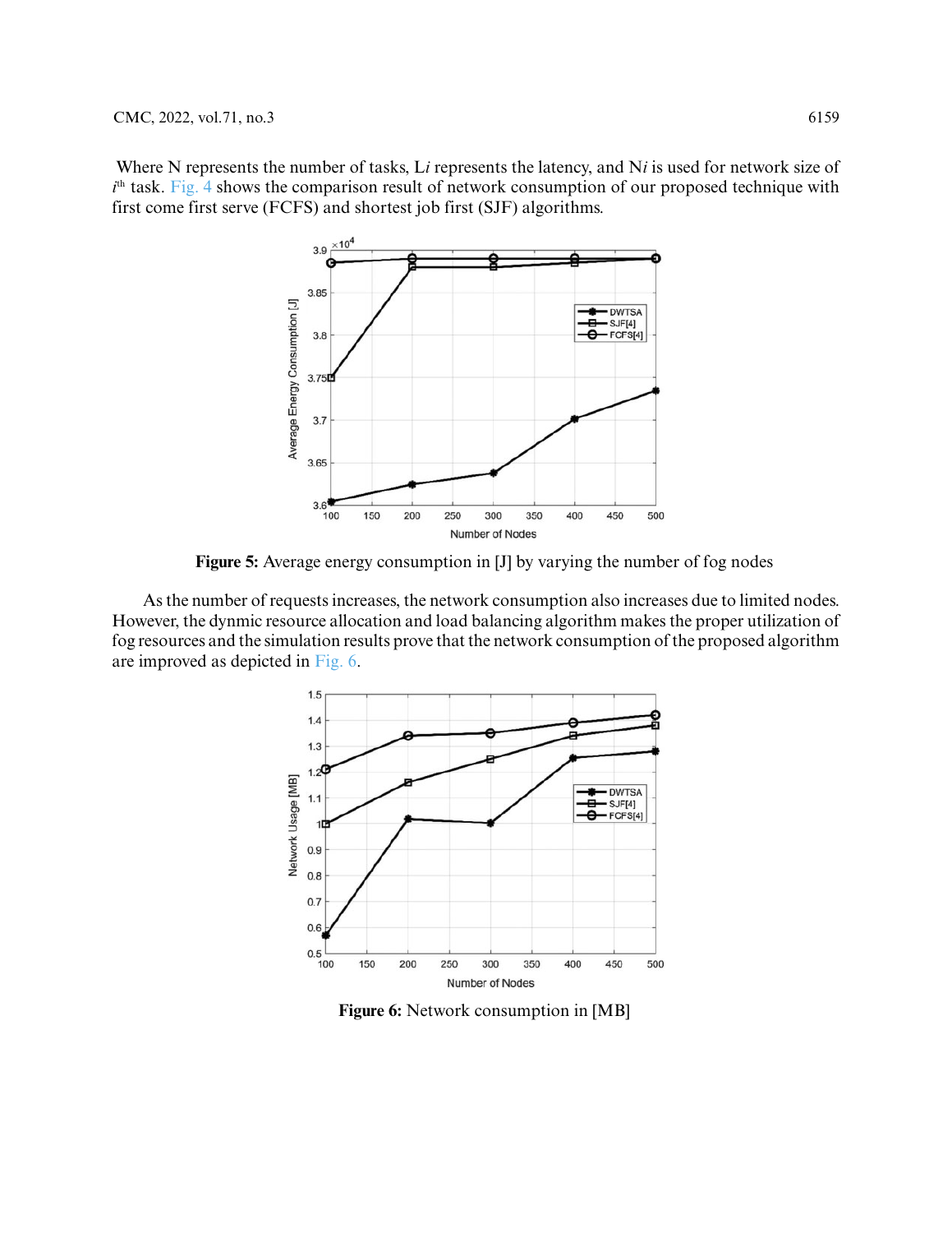Where N represents the number of tasks, L$i$ represents the latency, and N$i$ is used for network size of $i^{th}$ task. Fig. 4 shows the comparison result of network consumption of our proposed technique with first come first serve (FCFS) and shortest job first (SJF) algorithms.

**Figure 5:** Average energy consumption in [J] by varying the number of fog nodes

As the number of requests increases, the network consumption also increases due to limited nodes. However, the dynmic resource allocation and load balancing algorithm makes the proper utilization of fog resources and the simulation results prove that the network consumption of the proposed algorithm are improved as depicted in Fig. 6.

**Figure 6:** Network consumption in [MB]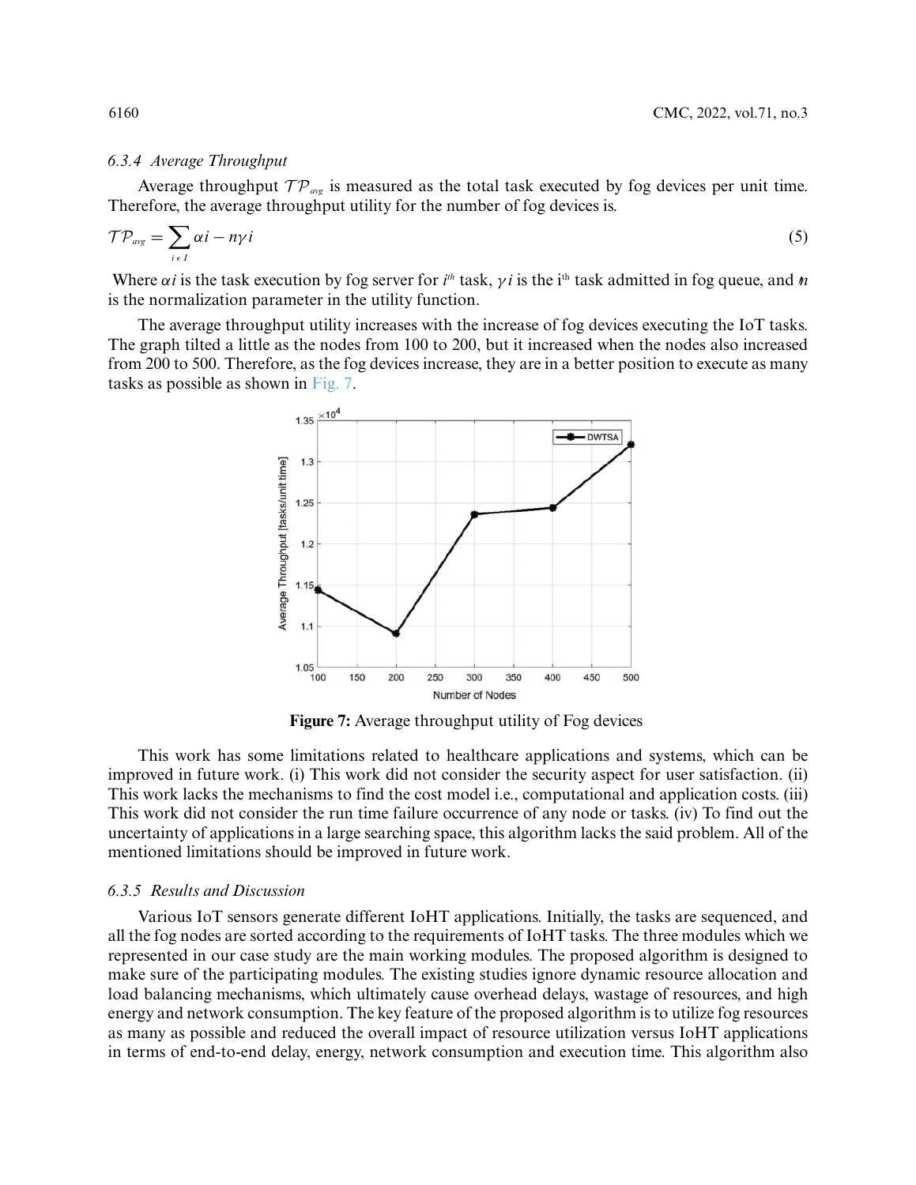#### 6.3.4 Average Throughput

Average throughput $\mathcal{TP}_{avg}$ is measured as the total task executed by fog devices per unit time. Therefore, the average throughput utility for the number of fog devices is.

$$\mathcal{TP}_{avg} = \sum_{i \in I} \alpha i - n\gamma i \tag{5}$$

Where $\alpha i$ is the task execution by fog server for $i^{th}$ task, $\gamma i$ is the i[th] task admitted in fog queue, and $n$ is the normalization parameter in the utility function.

The average throughput utility increases with the increase of fog devices executing the IoT tasks. The graph tilted a little as the nodes from 100 to 200, but it increased when the nodes also increased from 200 to 500. Therefore, as the fog devices increase, they are in a better position to execute as many tasks as possible as shown in Fig. 7.

**Figure 7:** Average throughput utility of Fog devices

This work has some limitations related to healthcare applications and systems, which can be improved in future work. (i) This work did not consider the security aspect for user satisfaction. (ii) This work lacks the mechanisms to find the cost model i.e., computational and application costs. (iii) This work did not consider the run time failure occurrence of any node or tasks. (iv) To find out the uncertainty of applications in a large searching space, this algorithm lacks the said problem. All of the mentioned limitations should be improved in future work.

#### 6.3.5 Results and Discussion

Various IoT sensors generate different IoHT applications. Initially, the tasks are sequenced, and all the fog nodes are sorted according to the requirements of IoHT tasks. The three modules which we represented in our case study are the main working modules. The proposed algorithm is designed to make sure of the participating modules. The existing studies ignore dynamic resource allocation and load balancing mechanisms, which ultimately cause overhead delays, wastage of resources, and high energy and network consumption. The key feature of the proposed algorithm is to utilize fog resources as many as possible and reduced the overall impact of resource utilization versus IoHT applications in terms of end-to-end delay, energy, network consumption and execution time. This algorithm also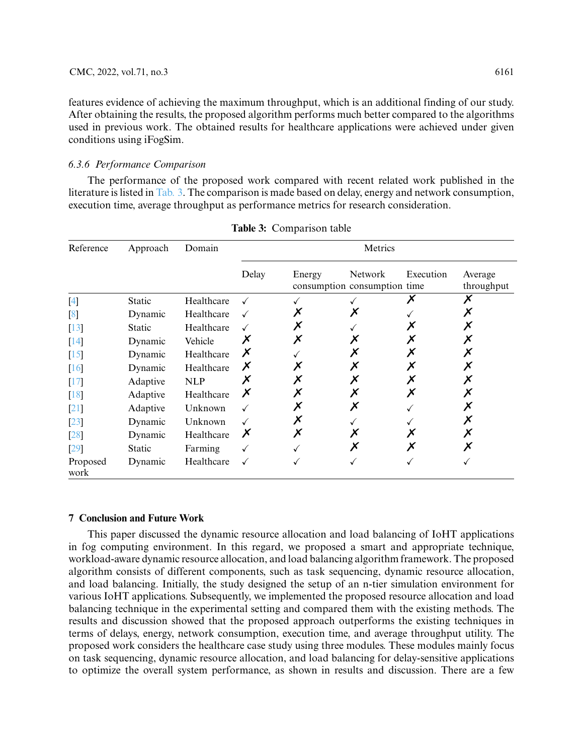features evidence of achieving the maximum throughput, which is an additional finding of our study. After obtaining the results, the proposed algorithm performs much better compared to the algorithms used in previous work. The obtained results for healthcare applications were achieved under given conditions using iFogSim.

### *6.3.6 Performance Comparison*

The performance of the proposed work compared with recent related work published in the literature is listed in Tab. 3. The comparison is made based on delay, energy and network consumption, execution time, average throughput as performance metrics for research consideration.

**Table 3:** Comparison table

| Reference | Approach | Domain | Metrics | | | | |
|---|---|---|---|---|---|---|---|
| | | | Delay | Energy consumption | Network consumption | Execution time | Average throughput |
| [4] | Static | Healthcare | ✓ | ✓ | ✓ | ✗ | ✗ |
| [8] | Dynamic | Healthcare | ✓ | ✗ | ✗ | ✓ | ✗ |
| [13] | Static | Healthcare | ✓ | ✗ | ✓ | ✗ | ✗ |
| [14] | Dynamic | Vehicle | ✗ | ✗ | ✗ | ✗ | ✗ |
| [15] | Dynamic | Healthcare | ✗ | ✓ | ✗ | ✗ | ✗ |
| [16] | Dynamic | Healthcare | ✗ | ✗ | ✗ | ✗ | ✗ |
| [17] | Adaptive | NLP | ✗ | ✗ | ✗ | ✗ | ✗ |
| [18] | Adaptive | Healthcare | ✗ | ✗ | ✗ | ✗ | ✗ |
| [21] | Adaptive | Unknown | ✓ | ✗ | ✗ | ✓ | ✗ |
| [23] | Dynamic | Unknown | ✓ | ✗ | ✓ | ✓ | ✗ |
| [28] | Dynamic | Healthcare | ✗ | ✗ | ✗ | ✗ | ✗ |
| [29] | Static | Farming | ✓ | ✓ | ✗ | ✗ | ✗ |
| Proposed work | Dynamic | Healthcare | ✓ | ✓ | ✓ | ✓ | ✓ |

## 7 Conclusion and Future Work

This paper discussed the dynamic resource allocation and load balancing of IoHT applications in fog computing environment. In this regard, we proposed a smart and appropriate technique, workload-aware dynamic resource allocation, and load balancing algorithm framework. The proposed algorithm consists of different components, such as task sequencing, dynamic resource allocation, and load balancing. Initially, the study designed the setup of an n-tier simulation environment for various IoHT applications. Subsequently, we implemented the proposed resource allocation and load balancing technique in the experimental setting and compared them with the existing methods. The results and discussion showed that the proposed approach outperforms the existing techniques in terms of delays, energy, network consumption, execution time, and average throughput utility. The proposed work considers the healthcare case study using three modules. These modules mainly focus on task sequencing, dynamic resource allocation, and load balancing for delay-sensitive applications to optimize the overall system performance, as shown in results and discussion. There are a few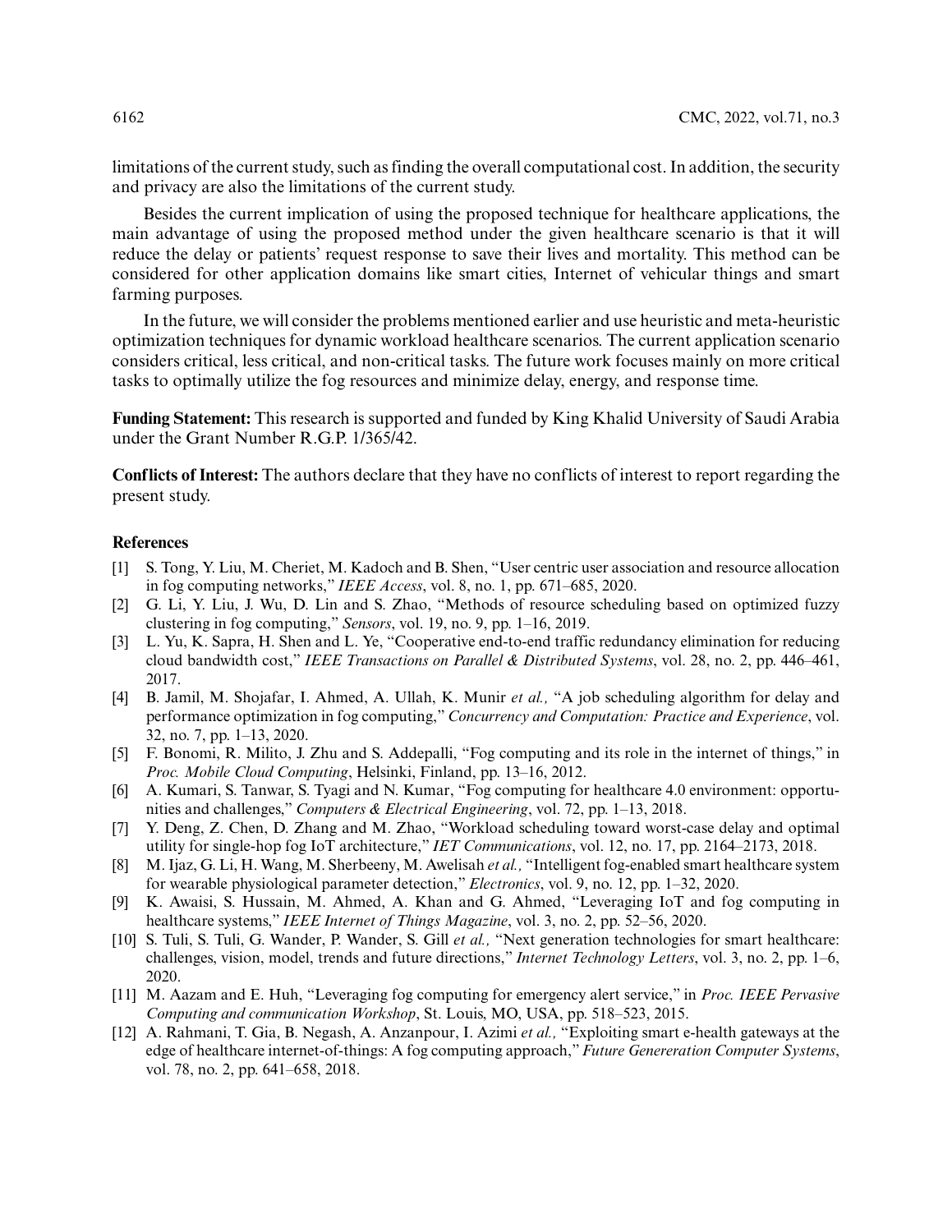limitations of the current study, such as finding the overall computational cost. In addition, the security and privacy are also the limitations of the current study.

Besides the current implication of using the proposed technique for healthcare applications, the main advantage of using the proposed method under the given healthcare scenario is that it will reduce the delay or patients' request response to save their lives and mortality. This method can be considered for other application domains like smart cities, Internet of vehicular things and smart farming purposes.

In the future, we will consider the problems mentioned earlier and use heuristic and meta-heuristic optimization techniques for dynamic workload healthcare scenarios. The current application scenario considers critical, less critical, and non-critical tasks. The future work focuses mainly on more critical tasks to optimally utilize the fog resources and minimize delay, energy, and response time.

**Funding Statement:** This research is supported and funded by King Khalid University of Saudi Arabia under the Grant Number R.G.P. 1/365/42.

**Conflicts of Interest:** The authors declare that they have no conflicts of interest to report regarding the present study.

## References

[1] S. Tong, Y. Liu, M. Cheriet, M. Kadoch and B. Shen, "User centric user association and resource allocation in fog computing networks," *IEEE Access*, vol. 8, no. 1, pp. 671–685, 2020.

[2] G. Li, Y. Liu, J. Wu, D. Lin and S. Zhao, "Methods of resource scheduling based on optimized fuzzy clustering in fog computing," *Sensors*, vol. 19, no. 9, pp. 1–16, 2019.

[3] L. Yu, K. Sapra, H. Shen and L. Ye, "Cooperative end-to-end traffic redundancy elimination for reducing cloud bandwidth cost," *IEEE Transactions on Parallel & Distributed Systems*, vol. 28, no. 2, pp. 446–461, 2017.

[4] B. Jamil, M. Shojafar, I. Ahmed, A. Ullah, K. Munir *et al.,* "A job scheduling algorithm for delay and performance optimization in fog computing," *Concurrency and Computation: Practice and Experience*, vol. 32, no. 7, pp. 1–13, 2020.

[5] F. Bonomi, R. Milito, J. Zhu and S. Addepalli, "Fog computing and its role in the internet of things," in *Proc. Mobile Cloud Computing*, Helsinki, Finland, pp. 13–16, 2012.

[6] A. Kumari, S. Tanwar, S. Tyagi and N. Kumar, "Fog computing for healthcare 4.0 environment: opportunities and challenges," *Computers & Electrical Engineering*, vol. 72, pp. 1–13, 2018.

[7] Y. Deng, Z. Chen, D. Zhang and M. Zhao, "Workload scheduling toward worst-case delay and optimal utility for single-hop fog IoT architecture," *IET Communications*, vol. 12, no. 17, pp. 2164–2173, 2018.

[8] M. Ijaz, G. Li, H. Wang, M. Sherbeeny, M. Awelisah *et al.,* "Intelligent fog-enabled smart healthcare system for wearable physiological parameter detection," *Electronics*, vol. 9, no. 12, pp. 1–32, 2020.

[9] K. Awaisi, S. Hussain, M. Ahmed, A. Khan and G. Ahmed, "Leveraging IoT and fog computing in healthcare systems," *IEEE Internet of Things Magazine*, vol. 3, no. 2, pp. 52–56, 2020.

[10] S. Tuli, S. Tuli, G. Wander, P. Wander, S. Gill *et al.,* "Next generation technologies for smart healthcare: challenges, vision, model, trends and future directions," *Internet Technology Letters*, vol. 3, no. 2, pp. 1–6, 2020.

[11] M. Aazam and E. Huh, "Leveraging fog computing for emergency alert service," in *Proc. IEEE Pervasive Computing and communication Workshop*, St. Louis, MO, USA, pp. 518–523, 2015.

[12] A. Rahmani, T. Gia, B. Negash, A. Anzanpour, I. Azimi *et al.,* "Exploiting smart e-health gateways at the edge of healthcare internet-of-things: A fog computing approach," *Future Genereration Computer Systems*, vol. 78, no. 2, pp. 641–658, 2018.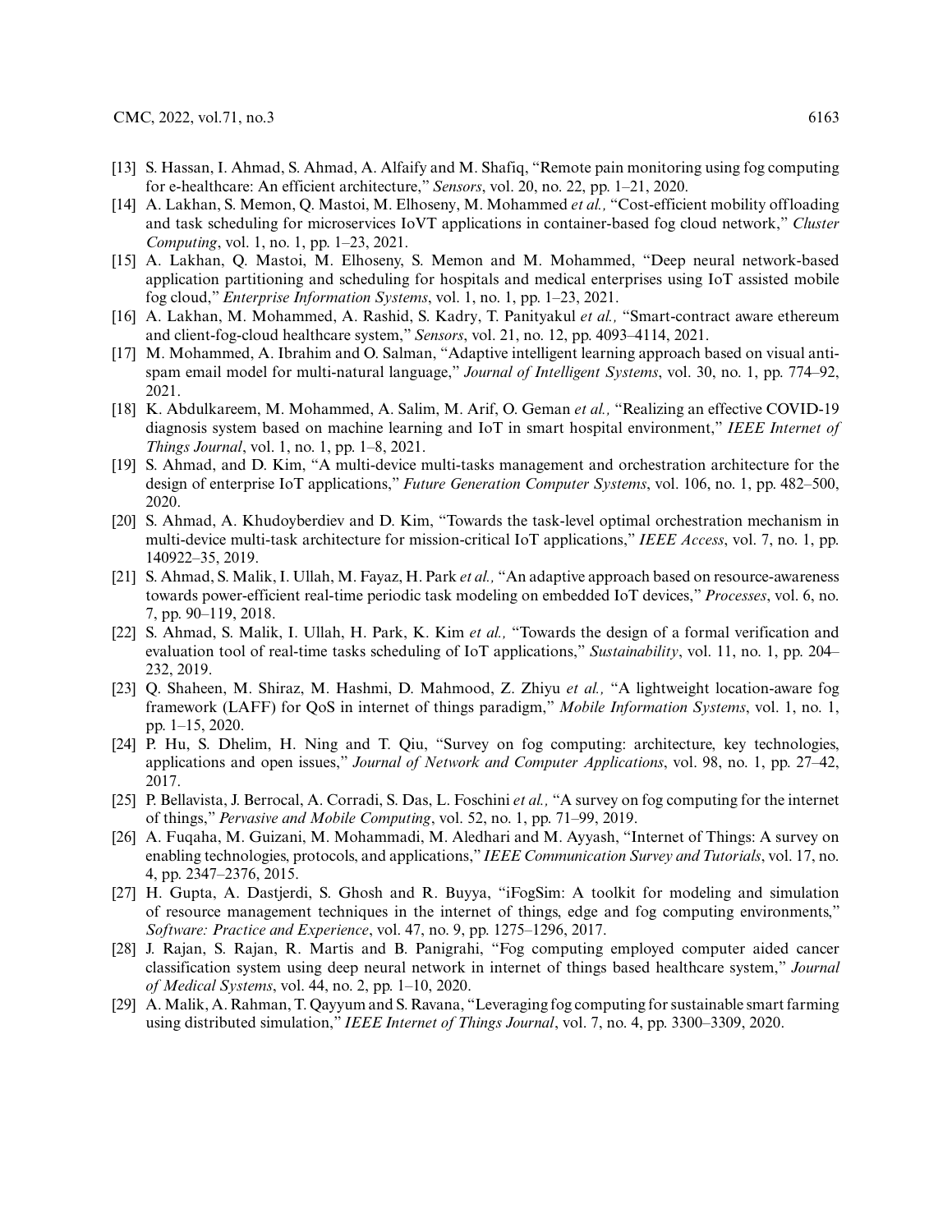[13] S. Hassan, I. Ahmad, S. Ahmad, A. Alfaify and M. Shafiq, "Remote pain monitoring using fog computing for e-healthcare: An efficient architecture," *Sensors*, vol. 20, no. 22, pp. 1–21, 2020.

[14] A. Lakhan, S. Memon, Q. Mastoi, M. Elhoseny, M. Mohammed *et al.,* "Cost-efficient mobility offloading and task scheduling for microservices IoVT applications in container-based fog cloud network," *Cluster Computing*, vol. 1, no. 1, pp. 1–23, 2021.

[15] A. Lakhan, Q. Mastoi, M. Elhoseny, S. Memon and M. Mohammed, "Deep neural network-based application partitioning and scheduling for hospitals and medical enterprises using IoT assisted mobile fog cloud," *Enterprise Information Systems*, vol. 1, no. 1, pp. 1–23, 2021.

[16] A. Lakhan, M. Mohammed, A. Rashid, S. Kadry, T. Panityakul *et al.,* "Smart-contract aware ethereum and client-fog-cloud healthcare system," *Sensors*, vol. 21, no. 12, pp. 4093–4114, 2021.

[17] M. Mohammed, A. Ibrahim and O. Salman, "Adaptive intelligent learning approach based on visual anti-spam email model for multi-natural language," *Journal of Intelligent Systems*, vol. 30, no. 1, pp. 774–92, 2021.

[18] K. Abdulkareem, M. Mohammed, A. Salim, M. Arif, O. Geman *et al.,* "Realizing an effective COVID-19 diagnosis system based on machine learning and IoT in smart hospital environment," *IEEE Internet of Things Journal*, vol. 1, no. 1, pp. 1–8, 2021.

[19] S. Ahmad, and D. Kim, "A multi-device multi-tasks management and orchestration architecture for the design of enterprise IoT applications," *Future Generation Computer Systems*, vol. 106, no. 1, pp. 482–500, 2020.

[20] S. Ahmad, A. Khudoyberdiev and D. Kim, "Towards the task-level optimal orchestration mechanism in multi-device multi-task architecture for mission-critical IoT applications," *IEEE Access*, vol. 7, no. 1, pp. 140922–35, 2019.

[21] S. Ahmad, S. Malik, I. Ullah, M. Fayaz, H. Park *et al.,* "An adaptive approach based on resource-awareness towards power-efficient real-time periodic task modeling on embedded IoT devices," *Processes*, vol. 6, no. 7, pp. 90–119, 2018.

[22] S. Ahmad, S. Malik, I. Ullah, H. Park, K. Kim *et al.,* "Towards the design of a formal verification and evaluation tool of real-time tasks scheduling of IoT applications," *Sustainability*, vol. 11, no. 1, pp. 204–232, 2019.

[23] Q. Shaheen, M. Shiraz, M. Hashmi, D. Mahmood, Z. Zhiyu *et al.,* "A lightweight location-aware fog framework (LAFF) for QoS in internet of things paradigm," *Mobile Information Systems*, vol. 1, no. 1, pp. 1–15, 2020.

[24] P. Hu, S. Dhelim, H. Ning and T. Qiu, "Survey on fog computing: architecture, key technologies, applications and open issues," *Journal of Network and Computer Applications*, vol. 98, no. 1, pp. 27–42, 2017.

[25] P. Bellavista, J. Berrocal, A. Corradi, S. Das, L. Foschini *et al.,* "A survey on fog computing for the internet of things," *Pervasive and Mobile Computing*, vol. 52, no. 1, pp. 71–99, 2019.

[26] A. Fuqaha, M. Guizani, M. Mohammadi, M. Aledhari and M. Ayyash, "Internet of Things: A survey on enabling technologies, protocols, and applications," *IEEE Communication Survey and Tutorials*, vol. 17, no. 4, pp. 2347–2376, 2015.

[27] H. Gupta, A. Dastjerdi, S. Ghosh and R. Buyya, "iFogSim: A toolkit for modeling and simulation of resource management techniques in the internet of things, edge and fog computing environments," *Software: Practice and Experience*, vol. 47, no. 9, pp. 1275–1296, 2017.

[28] J. Rajan, S. Rajan, R. Martis and B. Panigrahi, "Fog computing employed computer aided cancer classification system using deep neural network in internet of things based healthcare system," *Journal of Medical Systems*, vol. 44, no. 2, pp. 1–10, 2020.

[29] A. Malik, A. Rahman, T. Qayyum and S. Ravana, "Leveraging fog computing for sustainable smart farming using distributed simulation," *IEEE Internet of Things Journal*, vol. 7, no. 4, pp. 3300–3309, 2020.